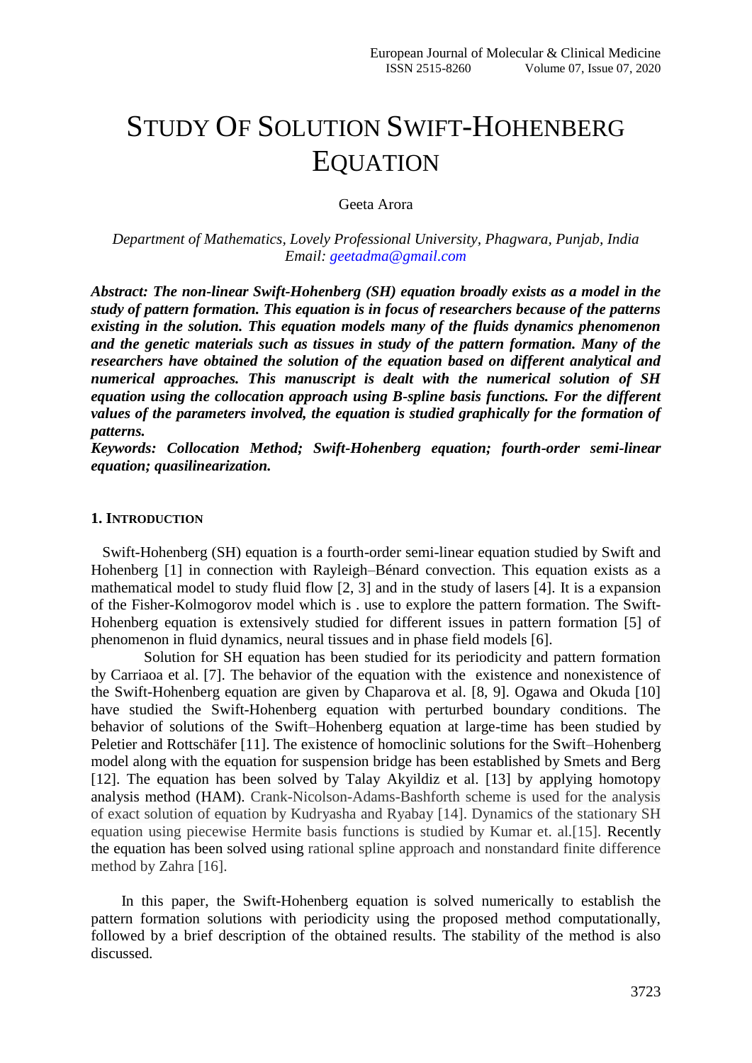# STUDY OF SOLUTION SWIFT-HOHENBERG EQUATION

Geeta Arora

*Department of Mathematics, Lovely Professional University, Phagwara, Punjab, India*
*Email: geetadma@gmail.com*

***Abstract: The non-linear Swift-Hohenberg (SH) equation broadly exists as a model in the study of pattern formation. This equation is in focus of researchers because of the patterns existing in the solution. This equation models many of the fluids dynamics phenomenon and the genetic materials such as tissues in study of the pattern formation. Many of the researchers have obtained the solution of the equation based on different analytical and numerical approaches. This manuscript is dealt with the numerical solution of SH equation using the collocation approach using B-spline basis functions. For the different values of the parameters involved, the equation is studied graphically for the formation of patterns.***

***Keywords: Collocation Method; Swift-Hohenberg equation; fourth-order semi-linear equation; quasilinearization.***

## 1. INTRODUCTION

Swift-Hohenberg (SH) equation is a fourth-order semi-linear equation studied by Swift and Hohenberg [1] in connection with Rayleigh–Bénard convection. This equation exists as a mathematical model to study fluid flow [2, 3] and in the study of lasers [4]. It is a expansion of the Fisher-Kolmogorov model which is . use to explore the pattern formation. The Swift-Hohenberg equation is extensively studied for different issues in pattern formation [5] of phenomenon in fluid dynamics, neural tissues and in phase field models [6].

Solution for SH equation has been studied for its periodicity and pattern formation by Carriaoa et al. [7]. The behavior of the equation with the existence and nonexistence of the Swift-Hohenberg equation are given by Chaparova et al. [8, 9]. Ogawa and Okuda [10] have studied the Swift-Hohenberg equation with perturbed boundary conditions. The behavior of solutions of the Swift–Hohenberg equation at large-time has been studied by Peletier and Rottschäfer [11]. The existence of homoclinic solutions for the Swift–Hohenberg model along with the equation for suspension bridge has been established by Smets and Berg [12]. The equation has been solved by Talay Akyildiz et al. [13] by applying homotopy analysis method (HAM). Crank-Nicolson-Adams-Bashforth scheme is used for the analysis of exact solution of equation by Kudryasha and Ryabay [14]. Dynamics of the stationary SH equation using piecewise Hermite basis functions is studied by Kumar et. al.[15]. Recently the equation has been solved using rational spline approach and nonstandard finite difference method by Zahra [16].

In this paper, the Swift-Hohenberg equation is solved numerically to establish the pattern formation solutions with periodicity using the proposed method computationally, followed by a brief description of the obtained results. The stability of the method is also discussed.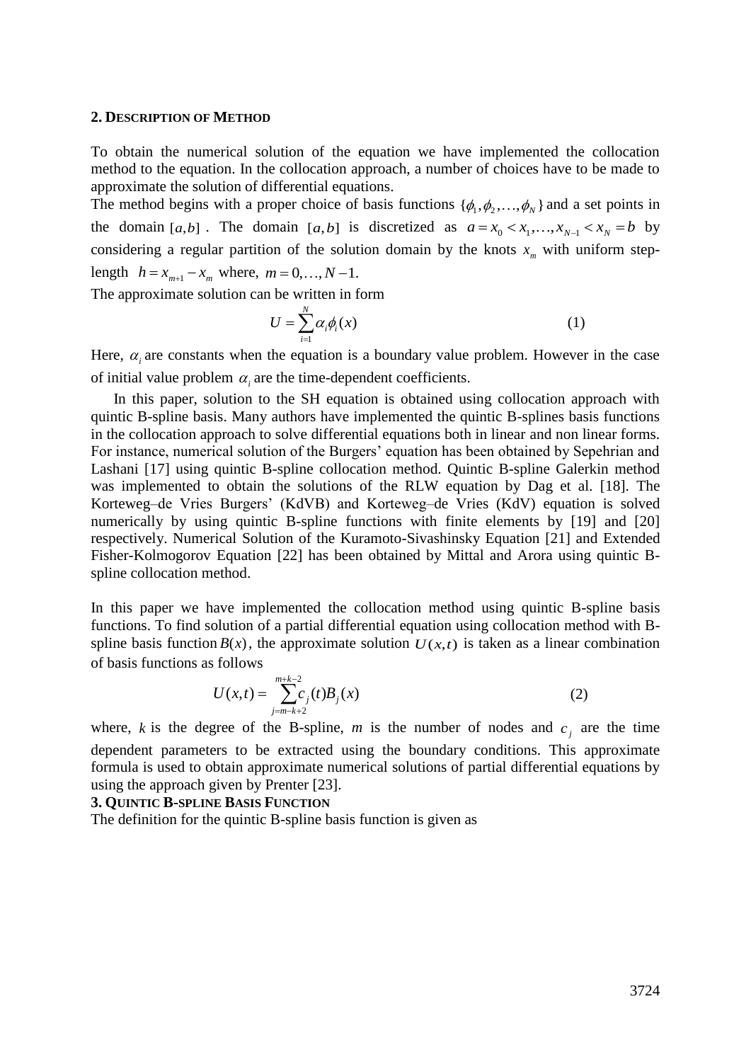## 2. DESCRIPTION OF METHOD

To obtain the numerical solution of the equation we have implemented the collocation method to the equation. In the collocation approach, a number of choices have to be made to approximate the solution of differential equations.
The method begins with a proper choice of basis functions $\{\phi_1, \phi_2, \ldots, \phi_N\}$ and a set points in the domain $[a,b]$. The domain $[a,b]$ is discretized as $a = x_0 < x_1, \ldots, x_{N-1} < x_N = b$ by considering a regular partition of the solution domain by the knots $x_m$ with uniform step-length $h = x_{m+1} - x_m$ where, $m = 0, \ldots, N-1.$
The approximate solution can be written in form

$$U = \sum_{i=1}^{N} \alpha_i \phi_i(x) \tag{1}$$

Here, $\alpha_i$ are constants when the equation is a boundary value problem. However in the case of initial value problem $\alpha_i$ are the time-dependent coefficients.

In this paper, solution to the SH equation is obtained using collocation approach with quintic B-spline basis. Many authors have implemented the quintic B-splines basis functions in the collocation approach to solve differential equations both in linear and non linear forms. For instance, numerical solution of the Burgers' equation has been obtained by Sepehrian and Lashani [17] using quintic B-spline collocation method. Quintic B-spline Galerkin method was implemented to obtain the solutions of the RLW equation by Dag et al. [18]. The Korteweg–de Vries Burgers' (KdVB) and Korteweg–de Vries (KdV) equation is solved numerically by using quintic B-spline functions with finite elements by [19] and [20] respectively. Numerical Solution of the Kuramoto-Sivashinsky Equation [21] and Extended Fisher-Kolmogorov Equation [22] has been obtained by Mittal and Arora using quintic B-spline collocation method.

In this paper we have implemented the collocation method using quintic B-spline basis functions. To find solution of a partial differential equation using collocation method with B-spline basis function $B(x)$, the approximate solution $U(x,t)$ is taken as a linear combination of basis functions as follows

$$U(x,t) = \sum_{j=m-k+2}^{m+k-2} c_j(t) B_j(x) \tag{2}$$

where, $k$ is the degree of the B-spline, $m$ is the number of nodes and $c_j$ are the time dependent parameters to be extracted using the boundary conditions. This approximate formula is used to obtain approximate numerical solutions of partial differential equations by using the approach given by Prenter [23].

## 3. QUINTIC B-SPLINE BASIS FUNCTION

The definition for the quintic B-spline basis function is given as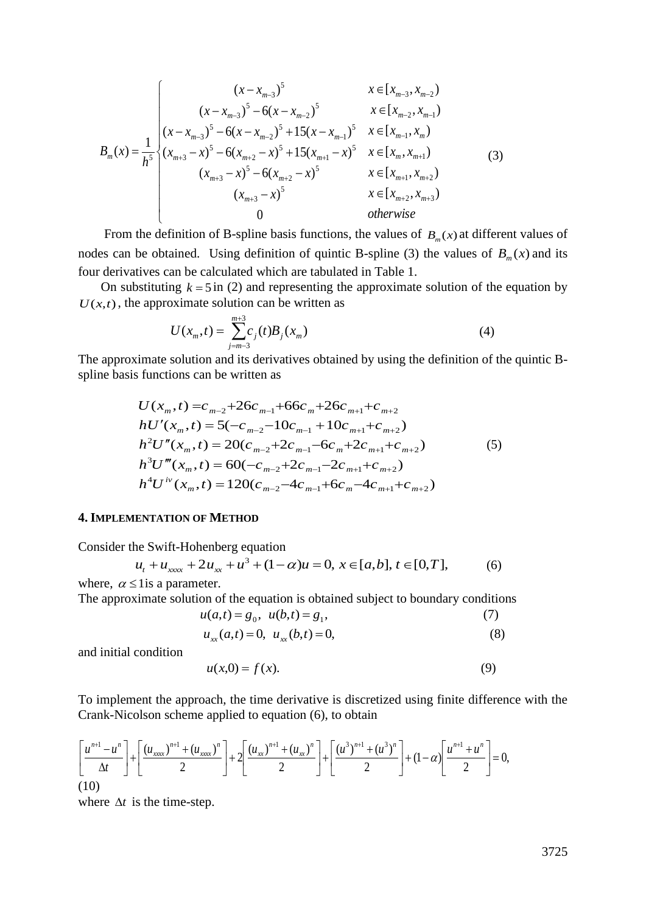$$
B_m(x) = \frac{1}{h^5}\begin{cases} (x-x_{m-3})^5 & x \in [x_{m-3}, x_{m-2}) \\ (x-x_{m-3})^5 - 6(x-x_{m-2})^5 & x \in [x_{m-2}, x_{m-1}) \\ (x-x_{m-3})^5 - 6(x-x_{m-2})^5 + 15(x-x_{m-1})^5 & x \in [x_{m-1}, x_m) \\ (x_{m+3}-x)^5 - 6(x_{m+2}-x)^5 + 15(x_{m+1}-x)^5 & x \in [x_m, x_{m+1}) \\ (x_{m+3}-x)^5 - 6(x_{m+2}-x)^5 & x \in [x_{m+1}, x_{m+2}) \\ (x_{m+3}-x)^5 & x \in [x_{m+2}, x_{m+3}) \\ 0 & otherwise \end{cases} \tag{3}
$$

From the definition of B-spline basis functions, the values of $B_m(x)$ at different values of nodes can be obtained. Using definition of quintic B-spline (3) the values of $B_m(x)$ and its four derivatives can be calculated which are tabulated in Table 1.

On substituting $k=5$ in (2) and representing the approximate solution of the equation by $U(x,t)$, the approximate solution can be written as

$$
U(x_m,t) = \sum_{j=m-3}^{m+3} c_j(t) B_j(x_m) \tag{4}
$$

The approximate solution and its derivatives obtained by using the definition of the quintic B-spline basis functions can be written as

$$
\begin{aligned}
U(x_m,t) &= c_{m-2} + 26c_{m-1} + 66c_m + 26c_{m+1} + c_{m+2} \\
hU'(x_m,t) &= 5(-c_{m-2} - 10c_{m-1} + 10c_{m+1} + c_{m+2}) \\
h^2U''(x_m,t) &= 20(c_{m-2} + 2c_{m-1} - 6c_m + 2c_{m+1} + c_{m+2}) \\
h^3U'''(x_m,t) &= 60(-c_{m-2} + 2c_{m-1} - 2c_{m+1} + c_{m+2}) \\
h^4U^{iv}(x_m,t) &= 120(c_{m-2} - 4c_{m-1} + 6c_m - 4c_{m+1} + c_{m+2})
\end{aligned} \tag{5}
$$

## 4. Implementation of Method

Consider the Swift-Hohenberg equation

$$
u_t + u_{xxxx} + 2u_{xx} + u^3 + (1-\alpha)u = 0,\ x \in [a,b],\ t \in [0,T], \tag{6}
$$

where, $\alpha \le 1$ is a parameter.

The approximate solution of the equation is obtained subject to boundary conditions

$$
u(a,t) = g_0,\ \ u(b,t) = g_1, \tag{7}
$$

$$
u_{xx}(a,t) = 0,\ \ u_{xx}(b,t) = 0, \tag{8}
$$

and initial condition

$$
u(x,0) = f(x). \tag{9}
$$

To implement the approach, the time derivative is discretized using finite difference with the Crank-Nicolson scheme applied to equation (6), to obtain

$$
\left[\frac{u^{n+1}-u^n}{\Delta t}\right] + \left[\frac{(u_{xxxx})^{n+1} + (u_{xxxx})^n}{2}\right] + 2\left[\frac{(u_{xx})^{n+1} + (u_{xx})^n}{2}\right] + \left[\frac{(u^3)^{n+1} + (u^3)^n}{2}\right] + (1-\alpha)\left[\frac{u^{n+1}+u^n}{2}\right] = 0, \tag{10}
$$

where $\Delta t$ is the time-step.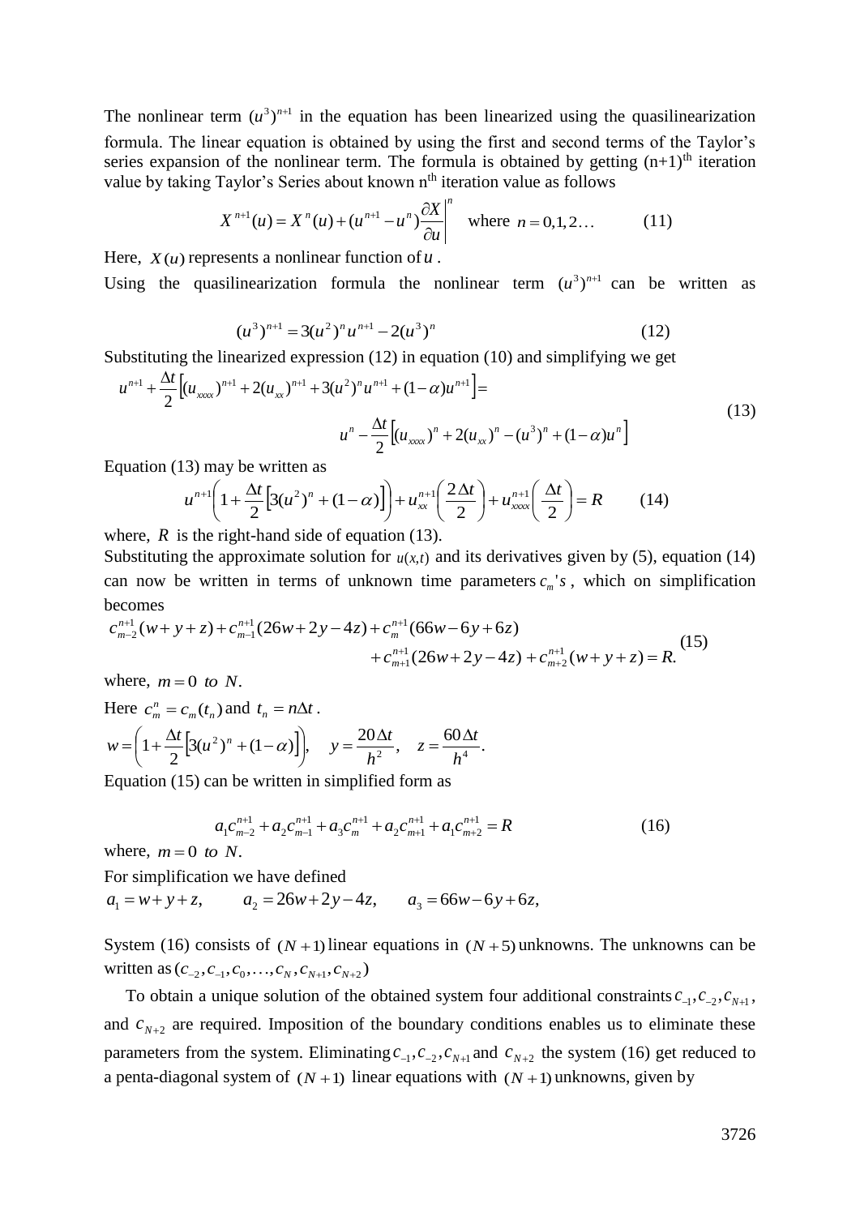The nonlinear term $(u^3)^{n+1}$ in the equation has been linearized using the quasilinearization formula. The linear equation is obtained by using the first and second terms of the Taylor's series expansion of the nonlinear term. The formula is obtained by getting $(n+1)^{\text{th}}$ iteration value by taking Taylor's Series about known $n^{\text{th}}$ iteration value as follows

$$X^{n+1}(u) = X^n(u) + (u^{n+1} - u^n)\frac{\partial X}{\partial u}\bigg|^n \quad \text{where } n = 0,1,2\ldots \tag{11}$$

Here, $X(u)$ represents a nonlinear function of $u$.

Using the quasilinearization formula the nonlinear term $(u^3)^{n+1}$ can be written as

$$(u^3)^{n+1} = 3(u^2)^n u^{n+1} - 2(u^3)^n \tag{12}$$

Substituting the linearized expression (12) in equation (10) and simplifying we get

$$\begin{aligned} u^{n+1} + \frac{\Delta t}{2}\left[(u_{xxxx})^{n+1} + 2(u_{xx})^{n+1} + 3(u^2)^n u^{n+1} + (1-\alpha)u^{n+1}\right] = \\ u^n - \frac{\Delta t}{2}\left[(u_{xxxx})^n + 2(u_{xx})^n - (u^3)^n + (1-\alpha)u^n\right] \end{aligned} \tag{13}$$

Equation (13) may be written as

$$u^{n+1}\left(1 + \frac{\Delta t}{2}\left[3(u^2)^n + (1-\alpha)\right]\right) + u_{xx}^{n+1}\left(\frac{2\Delta t}{2}\right) + u_{xxxx}^{n+1}\left(\frac{\Delta t}{2}\right) = R \tag{14}$$

where, $R$ is the right-hand side of equation (13).

Substituting the approximate solution for $u(x,t)$ and its derivatives given by (5), equation (14) can now be written in terms of unknown time parameters $c_m$'s, which on simplification becomes

$$\begin{aligned} c_{m-2}^{n+1}(w+y+z) + c_{m-1}^{n+1}(26w+2y-4z) + c_m^{n+1}(66w-6y+6z) \\ + c_{m+1}^{n+1}(26w+2y-4z) + c_{m+2}^{n+1}(w+y+z) = R. \end{aligned} \tag{15}$$

where, $m = 0 \text{ to } N$.

Here $c_m^n = c_m(t_n)$ and $t_n = n\Delta t$.

$$w = \left(1 + \frac{\Delta t}{2}\left[3(u^2)^n + (1-\alpha)\right]\right), \quad y = \frac{20\Delta t}{h^2}, \quad z = \frac{60\Delta t}{h^4}.$$

Equation (15) can be written in simplified form as

$$a_1 c_{m-2}^{n+1} + a_2 c_{m-1}^{n+1} + a_3 c_m^{n+1} + a_2 c_{m+1}^{n+1} + a_1 c_{m+2}^{n+1} = R \tag{16}$$

where, $m = 0 \text{ to } N$.

For simplification we have defined

$a_1 = w + y + z, \qquad a_2 = 26w + 2y - 4z, \qquad a_3 = 66w - 6y + 6z,$

System (16) consists of $(N+1)$ linear equations in $(N+5)$ unknowns. The unknowns can be written as $(c_{-2}, c_{-1}, c_0, \ldots, c_N, c_{N+1}, c_{N+2})$

To obtain a unique solution of the obtained system four additional constraints $c_{-1}, c_{-2}, c_{N+1}$, and $c_{N+2}$ are required. Imposition of the boundary conditions enables us to eliminate these parameters from the system. Eliminating $c_{-1}, c_{-2}, c_{N+1}$ and $c_{N+2}$ the system (16) get reduced to a penta-diagonal system of $(N+1)$ linear equations with $(N+1)$ unknowns, given by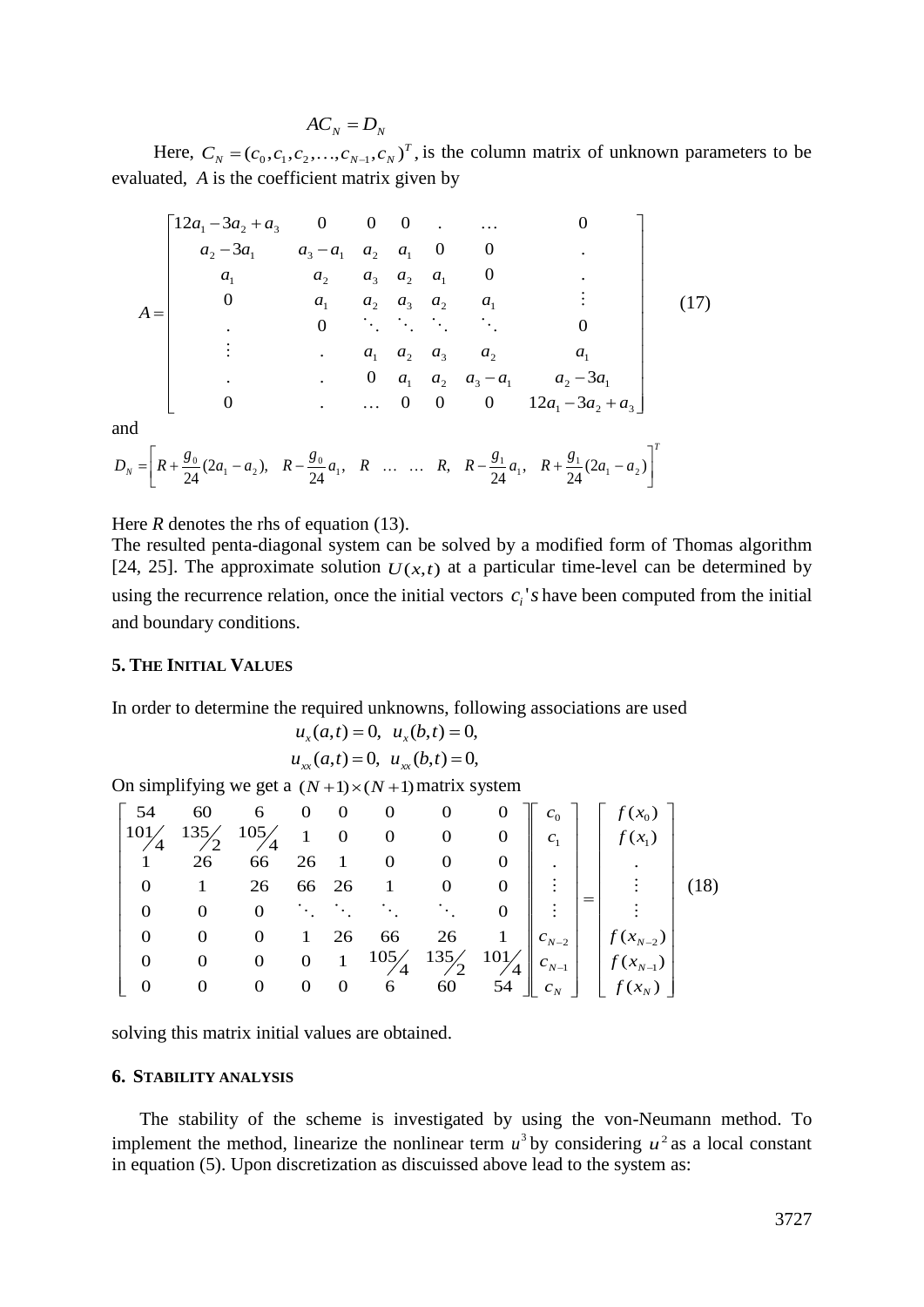$$AC_N = D_N$$

Here, $C_N = (c_0, c_1, c_2, \ldots, c_{N-1}, c_N)^T$, is the column matrix of unknown parameters to be evaluated, $A$ is the coefficient matrix given by

$$A = \begin{bmatrix} 12a_1 - 3a_2 + a_3 & 0 & 0 & 0 & . & \ldots & 0 \\ a_2 - 3a_1 & a_3 - a_1 & a_2 & a_1 & 0 & 0 & . \\ a_1 & a_2 & a_3 & a_2 & a_1 & 0 & . \\ 0 & a_1 & a_2 & a_3 & a_2 & a_1 & \vdots \\ . & 0 & \ddots & \ddots & \ddots & \ddots & 0 \\ \vdots & . & a_1 & a_2 & a_3 & a_2 & a_1 \\ . & . & 0 & a_1 & a_2 & a_3 - a_1 & a_2 - 3a_1 \\ 0 & . & \ldots & 0 & 0 & 0 & 12a_1 - 3a_2 + a_3 \end{bmatrix} \quad (17)$$

and

$$D_N = \left[ R + \frac{g_0}{24}(2a_1 - a_2), \quad R - \frac{g_0}{24}a_1, \quad R \quad \ldots \quad \ldots \quad R, \quad R - \frac{g_1}{24}a_1, \quad R + \frac{g_1}{24}(2a_1 - a_2) \right]^T$$

Here $R$ denotes the rhs of equation (13).
The resulted penta-diagonal system can be solved by a modified form of Thomas algorithm [24, 25]. The approximate solution $U(x,t)$ at a particular time-level can be determined by using the recurrence relation, once the initial vectors $c_i$'s have been computed from the initial and boundary conditions.

### 5. The Initial Values

In order to determine the required unknowns, following associations are used

$$u_x(a,t) = 0, \ \ u_x(b,t) = 0,$$
$$u_{xx}(a,t) = 0, \ \ u_{xx}(b,t) = 0,$$

On simplifying we get a $(N+1)\times(N+1)$ matrix system

$$\begin{bmatrix} 54 & 60 & 6 & 0 & 0 & 0 & 0 & 0 \\ 101/4 & 135/2 & 105/4 & 1 & 0 & 0 & 0 & 0 \\ 1 & 26 & 66 & 26 & 1 & 0 & 0 & 0 \\ 0 & 1 & 26 & 66 & 26 & 1 & 0 & 0 \\ 0 & 0 & 0 & \ddots & \ddots & \ddots & \ddots & 0 \\ 0 & 0 & 0 & 1 & 26 & 66 & 26 & 1 \\ 0 & 0 & 0 & 0 & 1 & 105/4 & 135/2 & 101/4 \\ 0 & 0 & 0 & 0 & 0 & 6 & 60 & 54 \end{bmatrix} \begin{bmatrix} c_0 \\ c_1 \\ . \\ \vdots \\ \vdots \\ c_{N-2} \\ c_{N-1} \\ c_N \end{bmatrix} = \begin{bmatrix} f(x_0) \\ f(x_1) \\ . \\ \vdots \\ \vdots \\ f(x_{N-2}) \\ f(x_{N-1}) \\ f(x_N) \end{bmatrix} \quad (18)$$

solving this matrix initial values are obtained.

### 6. Stability analysis

The stability of the scheme is investigated by using the von-Neumann method. To implement the method, linearize the nonlinear term $u^3$ by considering $u^2$ as a local constant in equation (5). Upon discretization as discuissed above lead to the system as: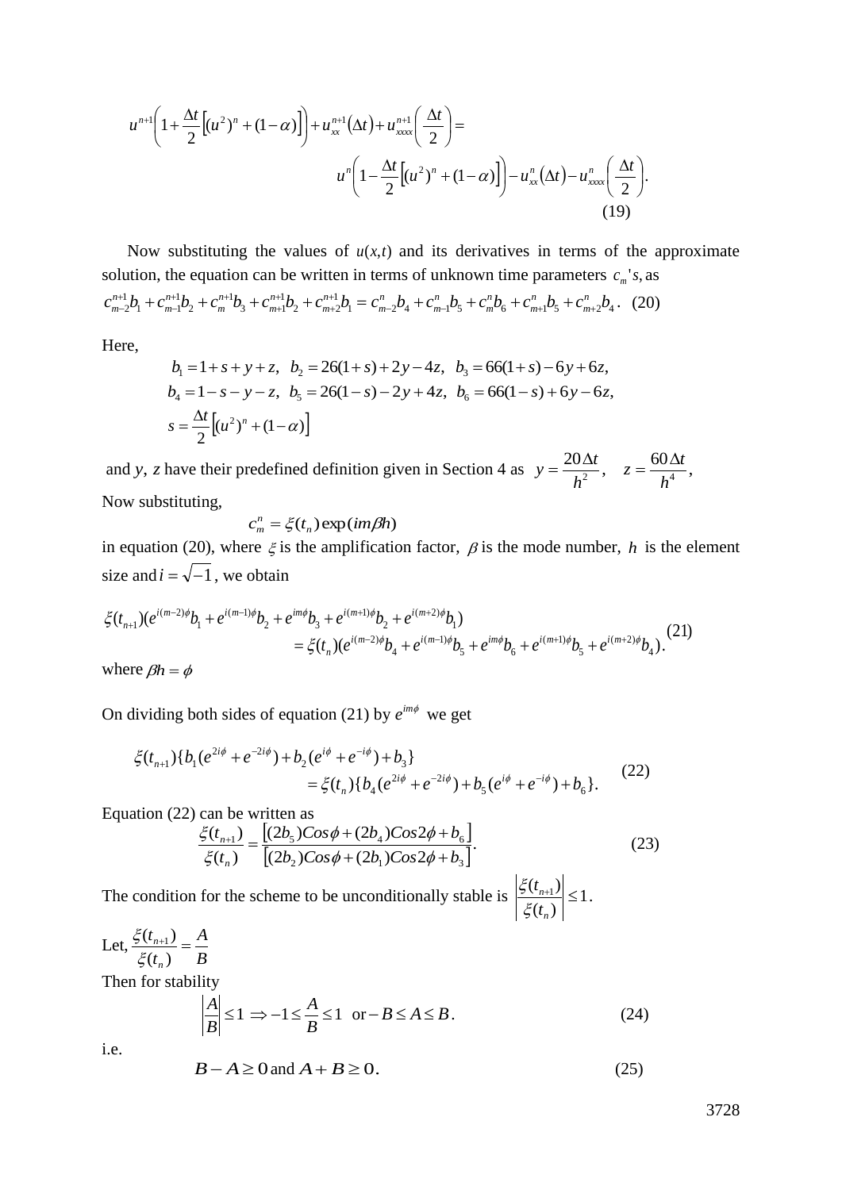$$u^{n+1}\left(1+\frac{\Delta t}{2}\left[(u^2)^n+(1-\alpha)\right]\right)+u_{xx}^{n+1}(\Delta t)+u_{xxxx}^{n+1}\left(\frac{\Delta t}{2}\right)=$$
$$u^{n}\left(1-\frac{\Delta t}{2}\left[(u^2)^n+(1-\alpha)\right]\right)-u_{xx}^{n}(\Delta t)-u_{xxxx}^{n}\left(\frac{\Delta t}{2}\right). \tag{19}$$

Now substituting the values of $u(x,t)$ and its derivatives in terms of the approximate solution, the equation can be written in terms of unknown time parameters $c_m$'s, as

$$c_{m-2}^{n+1}b_1+c_{m-1}^{n+1}b_2+c_m^{n+1}b_3+c_{m+1}^{n+1}b_2+c_{m+2}^{n+1}b_1=c_{m-2}^{n}b_4+c_{m-1}^{n}b_5+c_m^{n}b_6+c_{m+1}^{n}b_5+c_{m+2}^{n}b_4. \tag{20}$$

Here,

$$b_1=1+s+y+z,\quad b_2=26(1+s)+2y-4z,\quad b_3=66(1+s)-6y+6z,$$
$$b_4=1-s-y-z,\quad b_5=26(1-s)-2y+4z,\quad b_6=66(1-s)+6y-6z,$$
$$s=\frac{\Delta t}{2}\left[(u^2)^n+(1-\alpha)\right]$$

and $y$, $z$ have their predefined definition given in Section 4 as $y=\dfrac{20\Delta t}{h^2},\quad z=\dfrac{60\Delta t}{h^4},$

Now substituting,

$$c_m^n=\xi(t_n)\exp(im\beta h)$$

in equation (20), where $\xi$ is the amplification factor, $\beta$ is the mode number, $h$ is the element size and $i=\sqrt{-1}$, we obtain

$$\xi(t_{n+1})(e^{i(m-2)\phi}b_1+e^{i(m-1)\phi}b_2+e^{im\phi}b_3+e^{i(m+1)\phi}b_2+e^{i(m+2)\phi}b_1)$$
$$=\xi(t_n)(e^{i(m-2)\phi}b_4+e^{i(m-1)\phi}b_5+e^{im\phi}b_6+e^{i(m+1)\phi}b_5+e^{i(m+2)\phi}b_4). \tag{21}$$

where $\beta h=\phi$

On dividing both sides of equation (21) by $e^{im\phi}$ we get

$$\xi(t_{n+1})\{b_1(e^{2i\phi}+e^{-2i\phi})+b_2(e^{i\phi}+e^{-i\phi})+b_3\}$$
$$=\xi(t_n)\{b_4(e^{2i\phi}+e^{-2i\phi})+b_5(e^{i\phi}+e^{-i\phi})+b_6\}. \tag{22}$$

Equation (22) can be written as

$$\frac{\xi(t_{n+1})}{\xi(t_n)}=\frac{\left[(2b_5)Cos\phi+(2b_4)Cos2\phi+b_6\right]}{\left[(2b_2)Cos\phi+(2b_1)Cos2\phi+b_3\right]}. \tag{23}$$

The condition for the scheme to be unconditionally stable is $\left|\dfrac{\xi(t_{n+1})}{\xi(t_n)}\right|\le 1.$

Let, $\dfrac{\xi(t_{n+1})}{\xi(t_n)}=\dfrac{A}{B}$

Then for stability

$$\left|\frac{A}{B}\right|\le 1\Rightarrow -1\le\frac{A}{B}\le 1\ \text{ or}-B\le A\le B. \tag{24}$$

i.e.

$$B-A\ge 0 \text{ and } A+B\ge 0. \tag{25}$$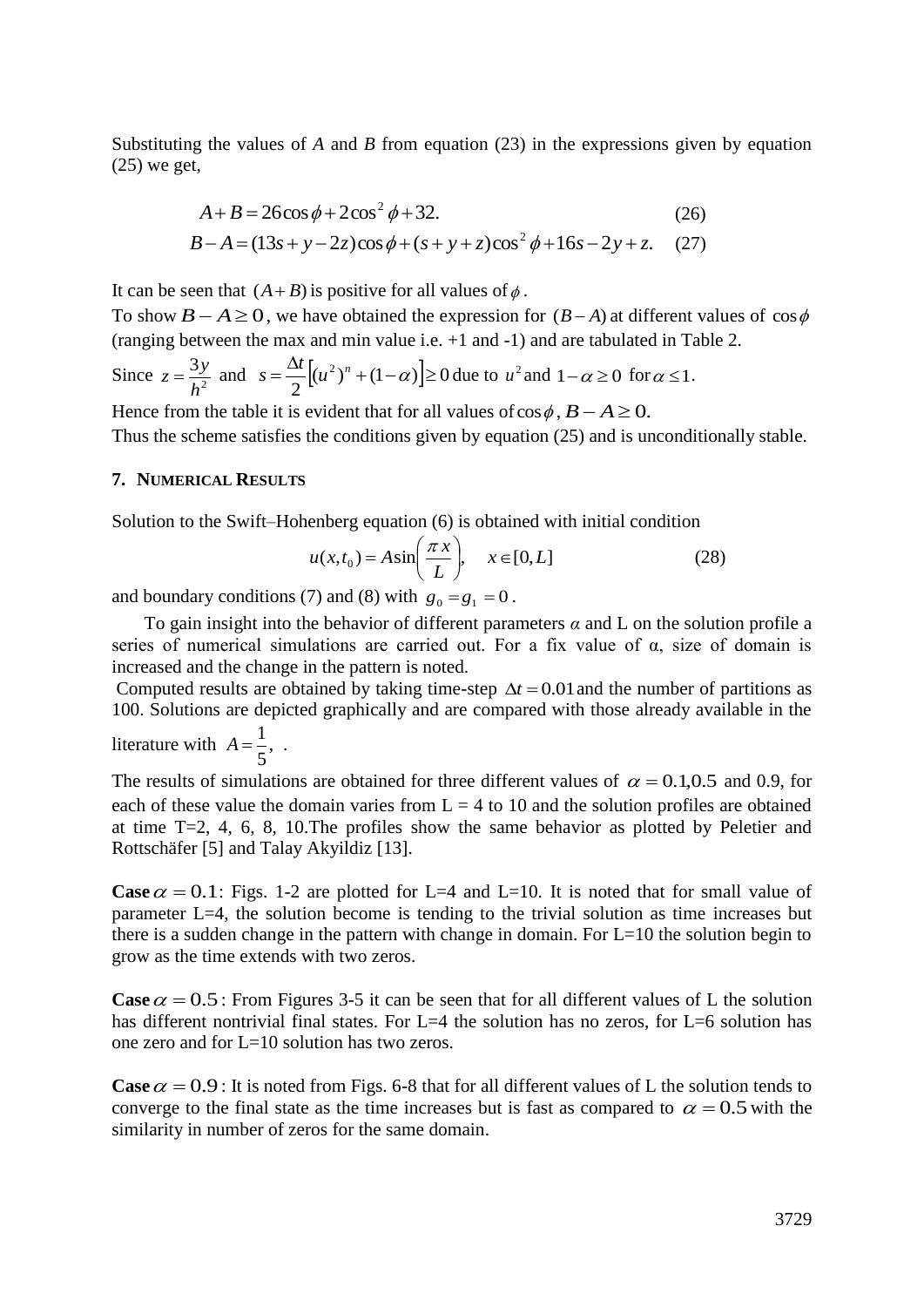Substituting the values of *A* and *B* from equation (23) in the expressions given by equation (25) we get,

$$A + B = 26\cos\phi + 2\cos^2\phi + 32. \qquad (26)$$

$$B - A = (13s + y - 2z)\cos\phi + (s + y + z)\cos^2\phi + 16s - 2y + z. \qquad (27)$$

It can be seen that $(A + B)$ is positive for all values of $\phi$.

To show $B - A \geq 0$, we have obtained the expression for $(B - A)$ at different values of $\cos\phi$ (ranging between the max and min value i.e. +1 and -1) and are tabulated in Table 2.

Since $z = \frac{3y}{h^2}$ and $s = \frac{\Delta t}{2}\left[(u^2)^n + (1-\alpha)\right] \geq 0$ due to $u^2$ and $1 - \alpha \geq 0$ for $\alpha \leq 1$.

Hence from the table it is evident that for all values of $\cos\phi$, $B - A \geq 0$.

Thus the scheme satisfies the conditions given by equation (25) and is unconditionally stable.

## 7. Numerical Results

Solution to the Swift–Hohenberg equation (6) is obtained with initial condition

$$u(x, t_0) = A\sin\left(\frac{\pi x}{L}\right), \quad x \in [0, L] \qquad (28)$$

and boundary conditions (7) and (8) with $g_0 = g_1 = 0$.

To gain insight into the behavior of different parameters *α* and L on the solution profile a series of numerical simulations are carried out. For a fix value of α, size of domain is increased and the change in the pattern is noted.

Computed results are obtained by taking time-step $\Delta t = 0.01$ and the number of partitions as 100. Solutions are depicted graphically and are compared with those already available in the literature with $A = \frac{1}{5}$, .

The results of simulations are obtained for three different values of $\alpha = 0.1, 0.5$ and 0.9, for each of these value the domain varies from L = 4 to 10 and the solution profiles are obtained at time T=2, 4, 6, 8, 10.The profiles show the same behavior as plotted by Peletier and Rottschäfer [5] and Talay Akyildiz [13].

**Case** $\alpha = 0.1$: Figs. 1-2 are plotted for L=4 and L=10. It is noted that for small value of parameter L=4, the solution become is tending to the trivial solution as time increases but there is a sudden change in the pattern with change in domain. For L=10 the solution begin to grow as the time extends with two zeros.

**Case** $\alpha = 0.5$: From Figures 3-5 it can be seen that for all different values of L the solution has different nontrivial final states. For L=4 the solution has no zeros, for L=6 solution has one zero and for L=10 solution has two zeros.

**Case** $\alpha = 0.9$: It is noted from Figs. 6-8 that for all different values of L the solution tends to converge to the final state as the time increases but is fast as compared to $\alpha = 0.5$ with the similarity in number of zeros for the same domain.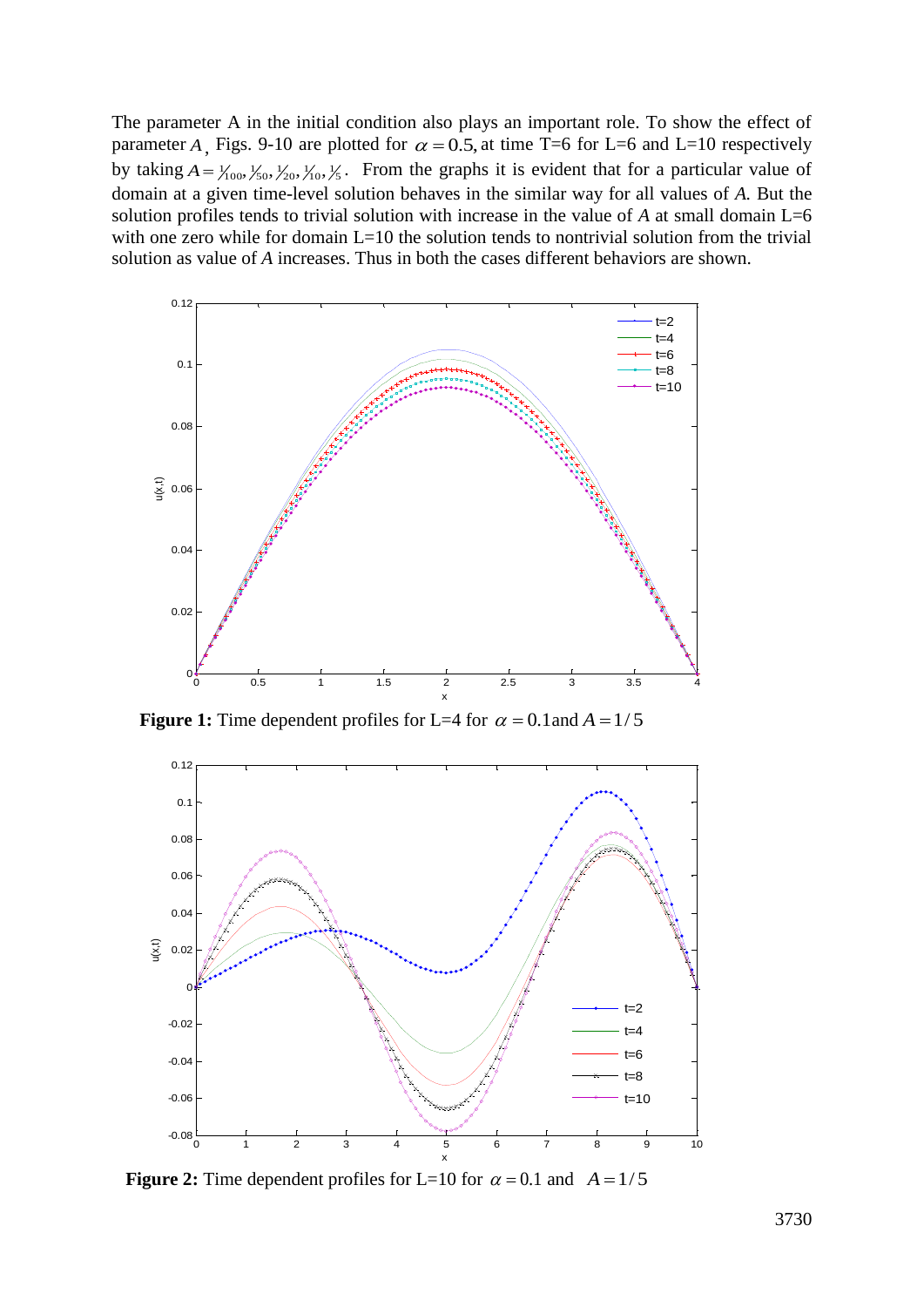The parameter A in the initial condition also plays an important role. To show the effect of parameter $A$, Figs. 9-10 are plotted for $\alpha = 0.5$, at time T=6 for L=6 and L=10 respectively by taking $A = \frac{1}{100}, \frac{1}{50}, \frac{1}{20}, \frac{1}{10}, \frac{1}{5}$. From the graphs it is evident that for a particular value of domain at a given time-level solution behaves in the similar way for all values of *A.* But the solution profiles tends to trivial solution with increase in the value of *A* at small domain L=6 with one zero while for domain L=10 the solution tends to nontrivial solution from the trivial solution as value of *A* increases. Thus in both the cases different behaviors are shown.

**Figure 1:** Time dependent profiles for L=4 for $\alpha = 0.1$ and $A = 1/5$

**Figure 2:** Time dependent profiles for L=10 for $\alpha = 0.1$ and $A = 1/5$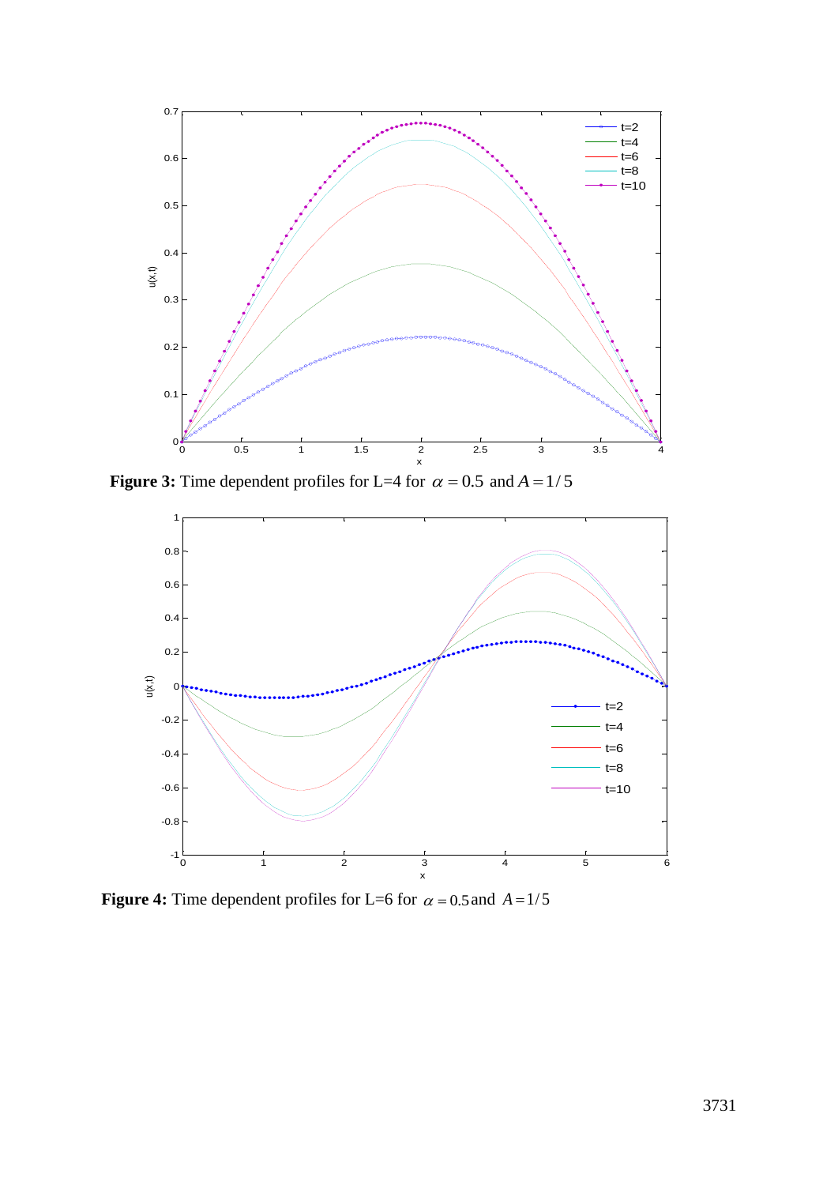**Figure 3:** Time dependent profiles for L=4 for $\alpha = 0.5$ and $A = 1/5$

**Figure 4:** Time dependent profiles for L=6 for $\alpha = 0.5$ and $A = 1/5$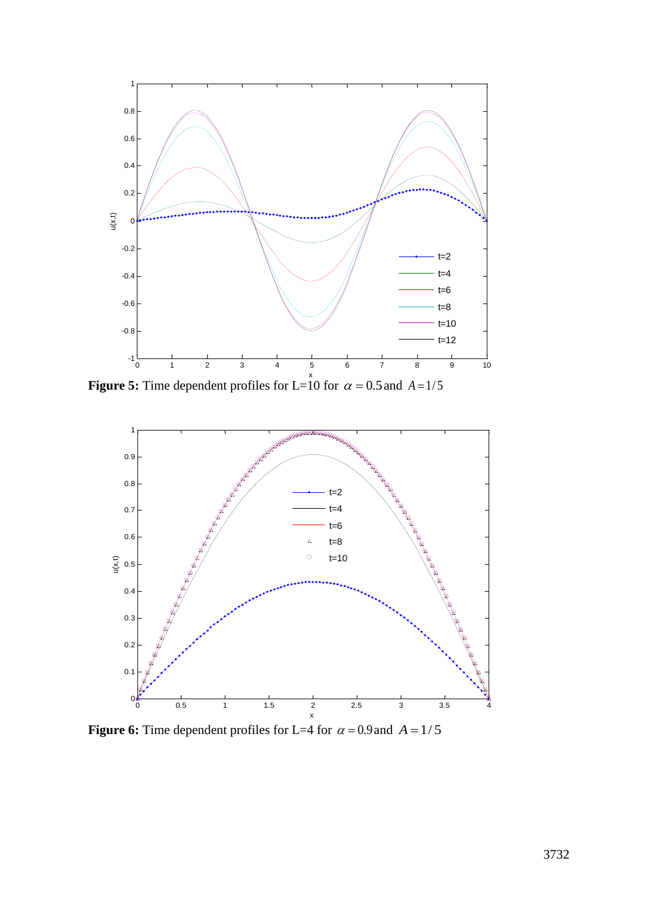**Figure 5:** Time dependent profiles for L=10 for $\alpha = 0.5$ and $A = 1/5$

**Figure 6:** Time dependent profiles for L=4 for $\alpha = 0.9$ and $A = 1/5$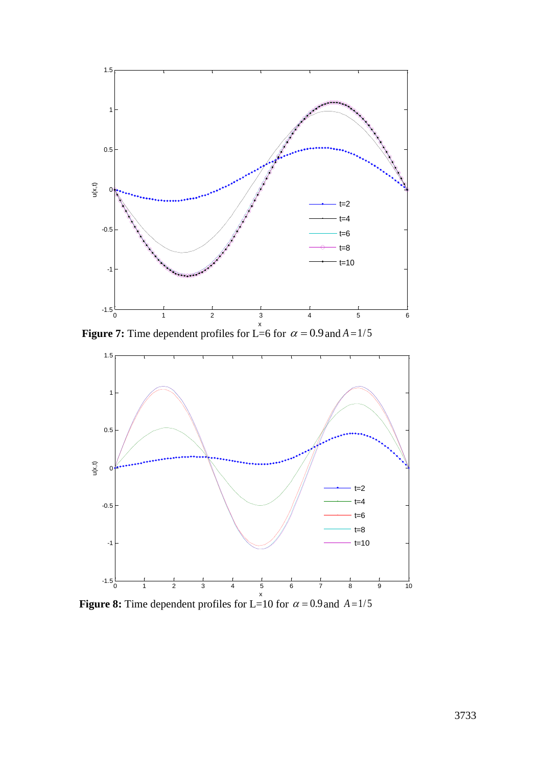**Figure 7:** Time dependent profiles for L=6 for $\alpha = 0.9$ and $A = 1/5$

**Figure 8:** Time dependent profiles for L=10 for $\alpha = 0.9$ and $A = 1/5$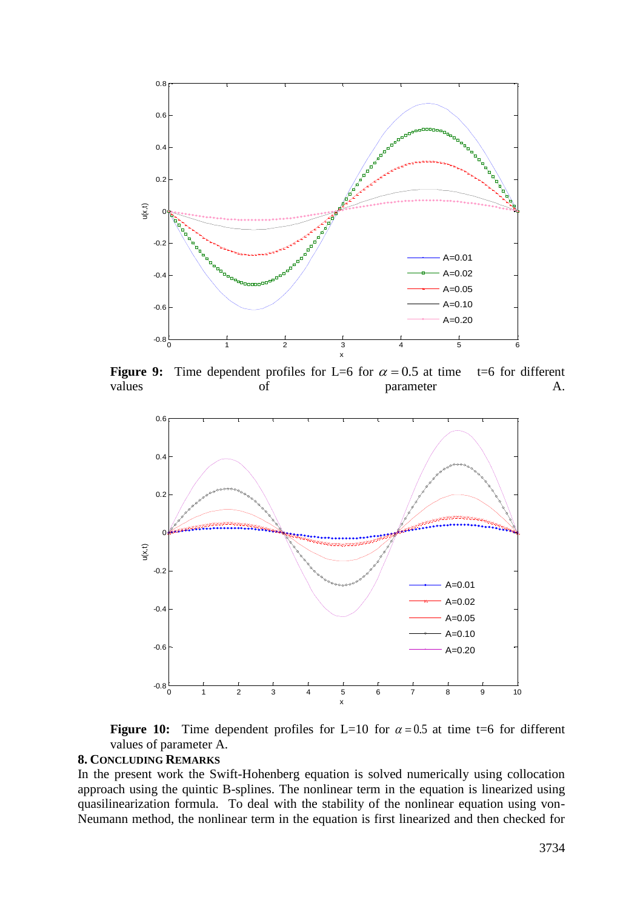**Figure 9:** Time dependent profiles for L=6 for $\alpha = 0.5$ at time t=6 for different values of parameter A.

**Figure 10:** Time dependent profiles for L=10 for $\alpha = 0.5$ at time t=6 for different values of parameter A.

## 8. CONCLUDING REMARKS

In the present work the Swift-Hohenberg equation is solved numerically using collocation approach using the quintic B-splines. The nonlinear term in the equation is linearized using quasilinearization formula. To deal with the stability of the nonlinear equation using von-Neumann method, the nonlinear term in the equation is first linearized and then checked for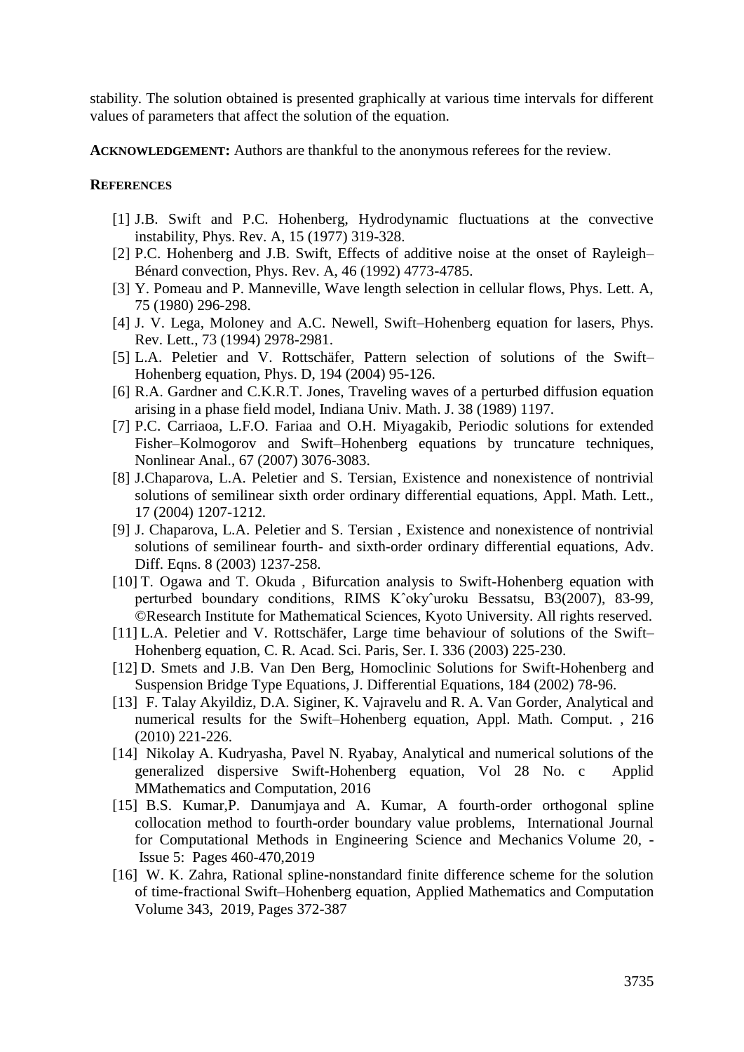stability. The solution obtained is presented graphically at various time intervals for different values of parameters that affect the solution of the equation.

**ACKNOWLEDGEMENT:** Authors are thankful to the anonymous referees for the review.

**REFERENCES**

[1] J.B. Swift and P.C. Hohenberg, Hydrodynamic fluctuations at the convective instability, Phys. Rev. A, 15 (1977) 319-328.

[2] P.C. Hohenberg and J.B. Swift, Effects of additive noise at the onset of Rayleigh–Bénard convection, Phys. Rev. A, 46 (1992) 4773-4785.

[3] Y. Pomeau and P. Manneville, Wave length selection in cellular flows, Phys. Lett. A, 75 (1980) 296-298.

[4] J. V. Lega, Moloney and A.C. Newell, Swift–Hohenberg equation for lasers, Phys. Rev. Lett., 73 (1994) 2978-2981.

[5] L.A. Peletier and V. Rottschäfer, Pattern selection of solutions of the Swift–Hohenberg equation, Phys. D, 194 (2004) 95-126.

[6] R.A. Gardner and C.K.R.T. Jones, Traveling waves of a perturbed diffusion equation arising in a phase field model, Indiana Univ. Math. J. 38 (1989) 1197.

[7] P.C. Carriaoa, L.F.O. Fariaa and O.H. Miyagakib, Periodic solutions for extended Fisher–Kolmogorov and Swift–Hohenberg equations by truncature techniques, Nonlinear Anal., 67 (2007) 3076-3083.

[8] J.Chaparova, L.A. Peletier and S. Tersian, Existence and nonexistence of nontrivial solutions of semilinear sixth order ordinary differential equations, Appl. Math. Lett., 17 (2004) 1207-1212.

[9] J. Chaparova, L.A. Peletier and S. Tersian , Existence and nonexistence of nontrivial solutions of semilinear fourth- and sixth-order ordinary differential equations, Adv. Diff. Eqns. 8 (2003) 1237-258.

[10] T. Ogawa and T. Okuda , Bifurcation analysis to Swift-Hohenberg equation with perturbed boundary conditions, RIMS Kˆokyˆuroku Bessatsu, B3(2007), 83-99, ©Research Institute for Mathematical Sciences, Kyoto University. All rights reserved.

[11] L.A. Peletier and V. Rottschäfer, Large time behaviour of solutions of the Swift–Hohenberg equation, C. R. Acad. Sci. Paris, Ser. I. 336 (2003) 225-230.

[12] D. Smets and J.B. Van Den Berg, Homoclinic Solutions for Swift-Hohenberg and Suspension Bridge Type Equations, J. Differential Equations, 184 (2002) 78-96.

[13] F. Talay Akyildiz, D.A. Siginer, K. Vajravelu and R. A. Van Gorder, Analytical and numerical results for the Swift–Hohenberg equation, Appl. Math. Comput. , 216 (2010) 221-226.

[14] Nikolay A. Kudryasha, Pavel N. Ryabay, Analytical and numerical solutions of the generalized dispersive Swift-Hohenberg equation, Vol 28 No. c Applid MMathematics and Computation, 2016

[15] B.S. Kumar,P. Danumjaya and A. Kumar, A fourth-order orthogonal spline collocation method to fourth-order boundary value problems, International Journal for Computational Methods in Engineering Science and Mechanics Volume 20, - Issue 5: Pages 460-470,2019

[16] W. K. Zahra, Rational spline-nonstandard finite difference scheme for the solution of time-fractional Swift–Hohenberg equation, Applied Mathematics and Computation Volume 343, 2019, Pages 372-387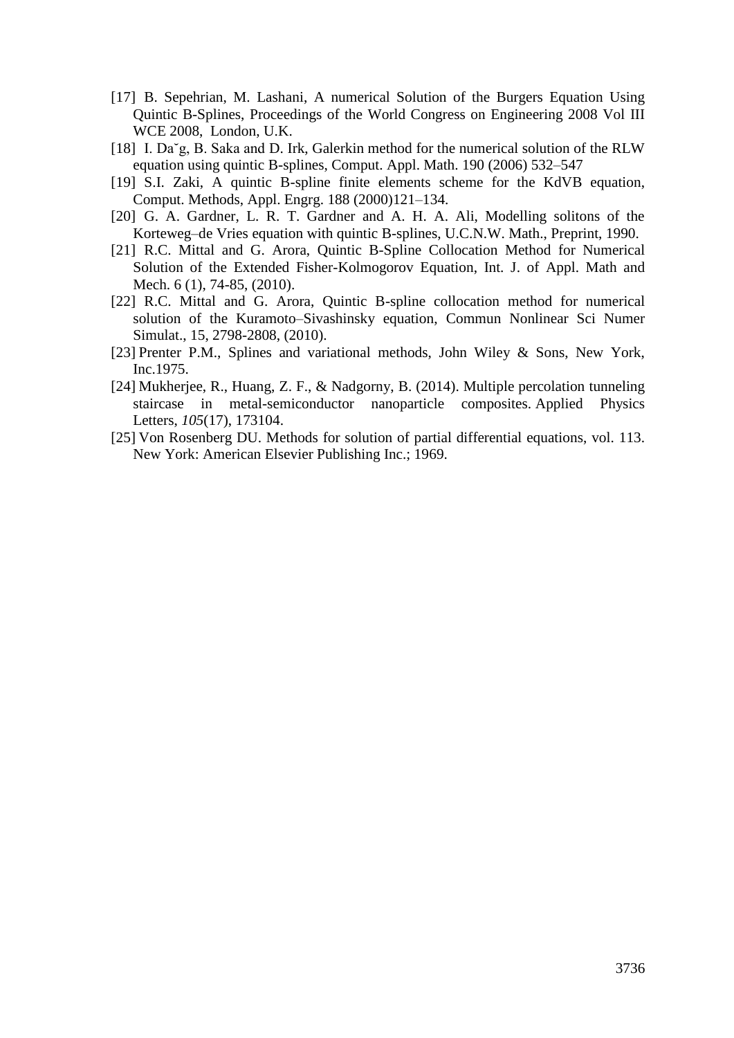[17] B. Sepehrian, M. Lashani, A numerical Solution of the Burgers Equation Using Quintic B-Splines, Proceedings of the World Congress on Engineering 2008 Vol III WCE 2008, London, U.K.

[18] I. Da˘g, B. Saka and D. Irk, Galerkin method for the numerical solution of the RLW equation using quintic B-splines, Comput. Appl. Math. 190 (2006) 532–547

[19] S.I. Zaki, A quintic B-spline finite elements scheme for the KdVB equation, Comput. Methods, Appl. Engrg. 188 (2000)121–134.

[20] G. A. Gardner, L. R. T. Gardner and A. H. A. Ali, Modelling solitons of the Korteweg–de Vries equation with quintic B-splines, U.C.N.W. Math., Preprint, 1990.

[21] R.C. Mittal and G. Arora, Quintic B-Spline Collocation Method for Numerical Solution of the Extended Fisher-Kolmogorov Equation, Int. J. of Appl. Math and Mech. 6 (1), 74-85, (2010).

[22] R.C. Mittal and G. Arora, Quintic B-spline collocation method for numerical solution of the Kuramoto–Sivashinsky equation, Commun Nonlinear Sci Numer Simulat., 15, 2798-2808, (2010).

[23] Prenter P.M., Splines and variational methods, John Wiley & Sons, New York, Inc.1975.

[24] Mukherjee, R., Huang, Z. F., & Nadgorny, B. (2014). Multiple percolation tunneling staircase in metal-semiconductor nanoparticle composites. Applied Physics Letters, *105*(17), 173104.

[25] Von Rosenberg DU. Methods for solution of partial differential equations, vol. 113. New York: American Elsevier Publishing Inc.; 1969.